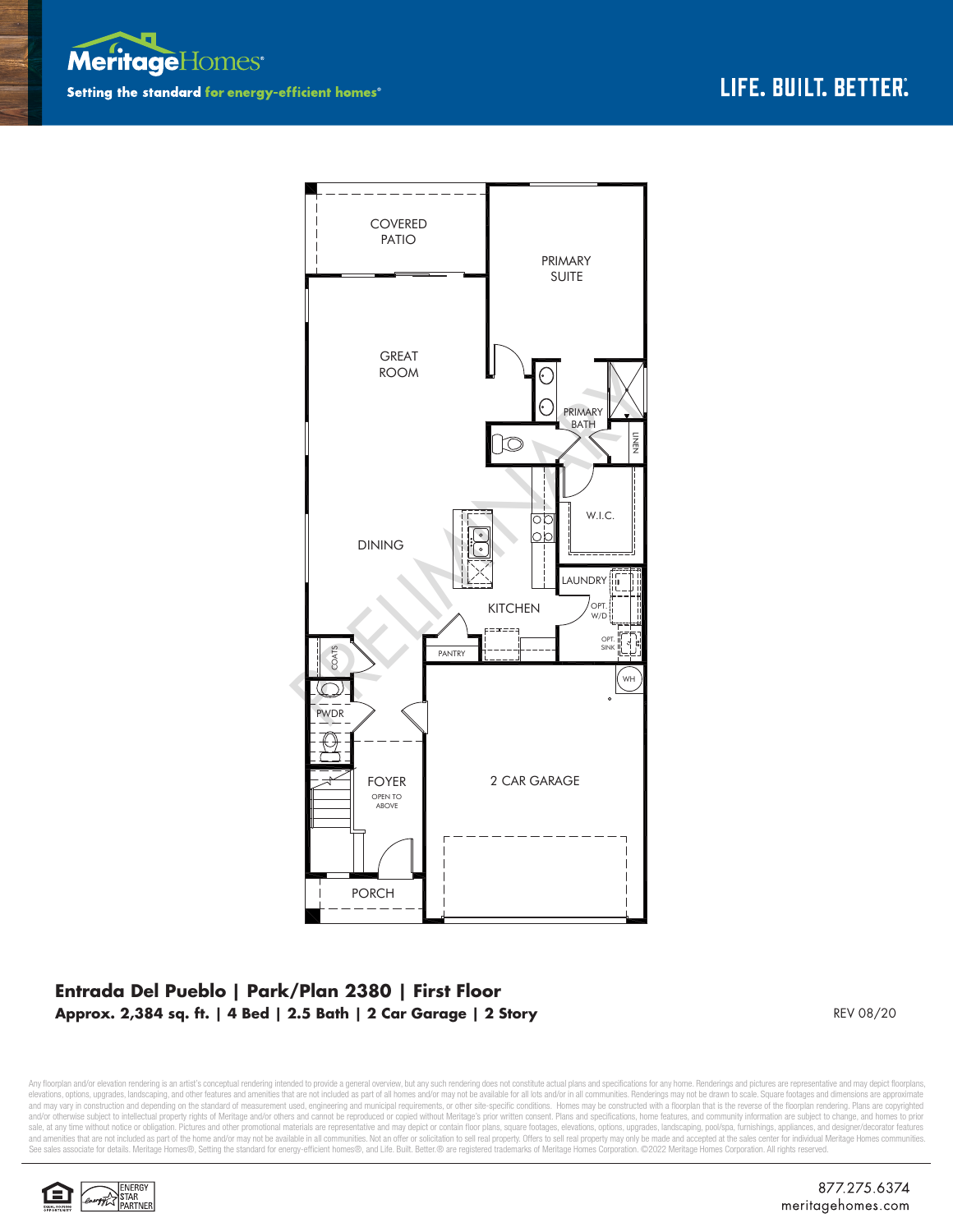**MeritageHomes**

Setting the standard for energy-efficient homes®

LIFE. BUILT. BETTER.

COVERED PATIO

PRIMARY SUITE

GREAT ROOM

PRIMARY BATH

LINEN

W.I.C.

DINING

KITCHEN

LAUNDRY

OPT. W/D

OPT. SINK

PANTRY

COATS

WH

PWDR

FOYER
OPEN TO ABOVE

2 CAR GARAGE

PORCH

PRELIMINARY

## Entrada Del Pueblo | Park/Plan 2380 | First Floor

**Approx. 2,384 sq. ft. | 4 Bed | 2.5 Bath | 2 Car Garage | 2 Story**

REV 08/20

Any floorplan and/or elevation rendering is an artist's conceptual rendering intended to provide a general overview, but any such rendering does not constitute actual plans and specifications for any home. Renderings and pictures are representative and may depict floorplans, elevations, options, upgrades, landscaping, and other features and amenities that are not included as part of all homes and/or may not be available for all lots and/or in all communities. Renderings may not be drawn to scale. Square footages and dimensions are approximate and may vary in construction and depending on the standard of measurement used, engineering and municipal requirements, or other site-specific conditions. Homes may be constructed with a floorplan that is the reverse of the floorplan rendering. Plans are copyrighted and/or otherwise subject to intellectual property rights of Meritage and/or others and cannot be reproduced or copied without Meritage's prior written consent. Plans and specifications, home features, and community information are subject to change, and homes to prior sale, at any time without notice or obligation. Pictures and other promotional materials are representative and may depict or contain floor plans, square footages, elevations, options, upgrades, landscaping, pool/spa, furnishings, appliances, and designer/decorator features and amenities that are not included as part of the home and/or may not be available in all communities. Not an offer or solicitation to sell real property. Offers to sell real property may only be made and accepted at the sales center for individual Meritage Homes communities. See sales associate for details. Meritage Homes®, Setting the standard for energy-efficient homes®, and Life. Built. Better.® are registered trademarks of Meritage Homes Corporation. ©2022 Meritage Homes Corporation. All rights reserved.

ENERGY STAR PARTNER

877.275.6374
meritagehomes.com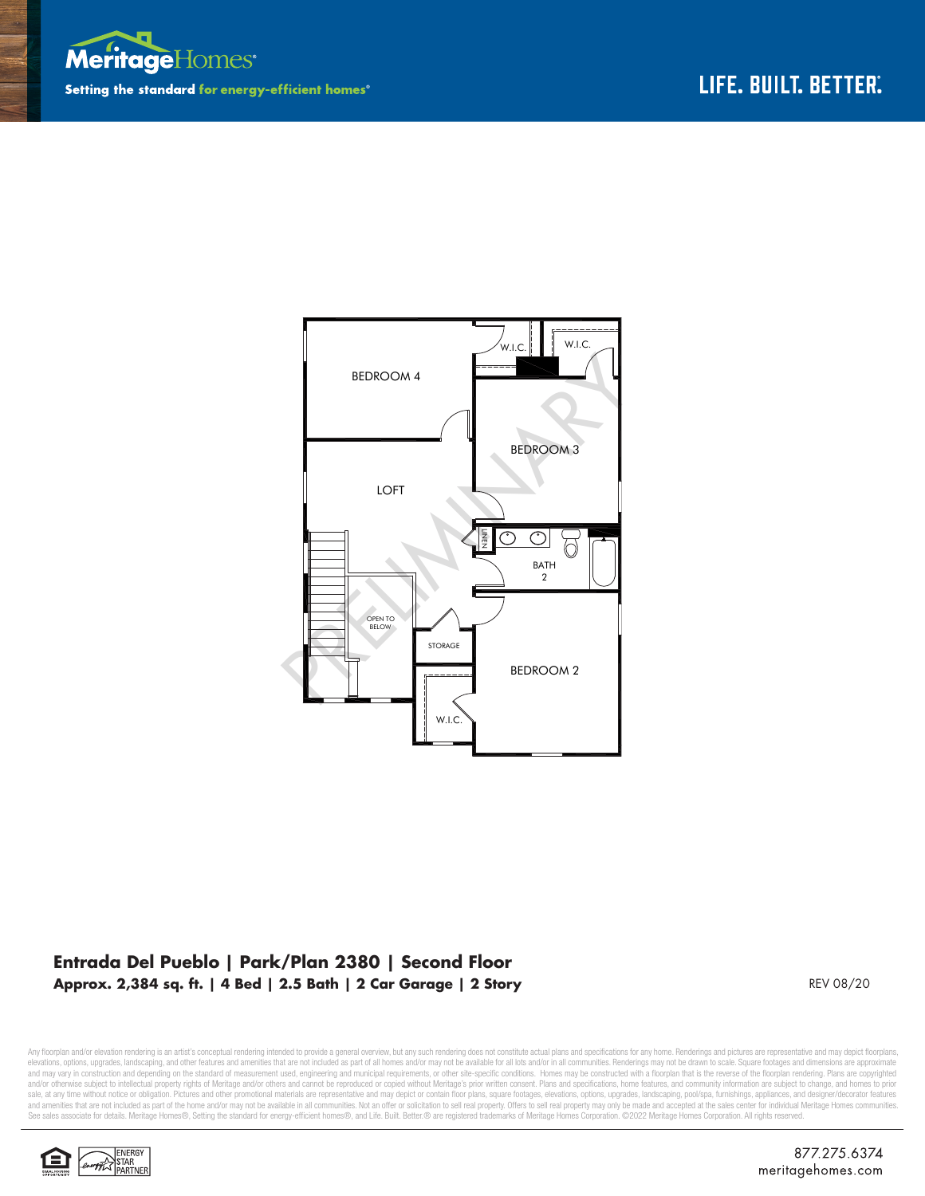Meritage Homes

Setting the standard for energy-efficient homes®

LIFE. BUILT. BETTER.®

BEDROOM 4

W.I.C.

W.I.C.

BEDROOM 3

LOFT

LINEN

BATH 2

OPEN TO BELOW

STORAGE

BEDROOM 2

W.I.C.

PRELIMINARY

**Entrada Del Pueblo | Park/Plan 2380 | Second Floor**

**Approx. 2,384 sq. ft. | 4 Bed | 2.5 Bath | 2 Car Garage | 2 Story**

REV 08/20

Any floorplan and/or elevation rendering is an artist's conceptual rendering intended to provide a general overview, but any such rendering does not constitute actual plans and specifications for any home. Renderings and pictures are representative and may depict floorplans, elevations, options, upgrades, landscaping, and other features and amenities that are not included as part of all homes and/or may not be available for all lots and/or in all communities. Renderings may not be drawn to scale. Square footages and dimensions are approximate and may vary in construction and depending on the standard of measurement used, engineering and municipal requirements, or other site-specific conditions. Homes may be constructed with a floorplan that is the reverse of the floorplan rendering. Plans are copyrighted and/or otherwise subject to intellectual property rights of Meritage and/or others and cannot be reproduced or copied without Meritage's prior written consent. Plans and specifications, home features, and community information are subject to change, and homes to prior sale, at any time without notice or obligation. Pictures and other promotional materials are representative and may depict or contain floor plans, square footages, elevations, options, upgrades, landscaping, pool/spa, furnishings, appliances, and designer/decorator features and amenities that are not included as part of the home and/or may not be available in all communities. Not an offer or solicitation to sell real property. Offers to sell real property may only be made and accepted at the sales center for individual Meritage Homes communities. See sales associate for details. Meritage Homes®, Setting the standard for energy-efficient homes®, and Life. Built. Better.® are registered trademarks of Meritage Homes Corporation. ©2022 Meritage Homes Corporation. All rights reserved.

ENERGY STAR PARTNER

877.275.6374

meritagehomes.com